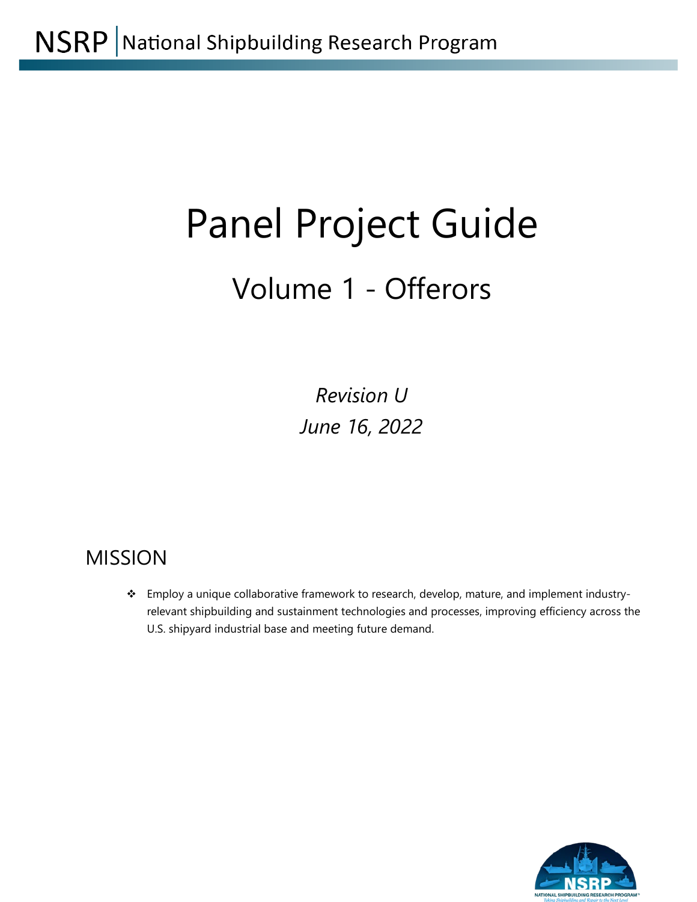NSRP | National Shipbuilding Research Program

# Panel Project Guide

## Volume 1 - Offerors

*Revision U*

*June 16, 2022*

## MISSION

- Employ a unique collaborative framework to research, develop, mature, and implement industry-relevant shipbuilding and sustainment technologies and processes, improving efficiency across the U.S. shipyard industrial base and meeting future demand.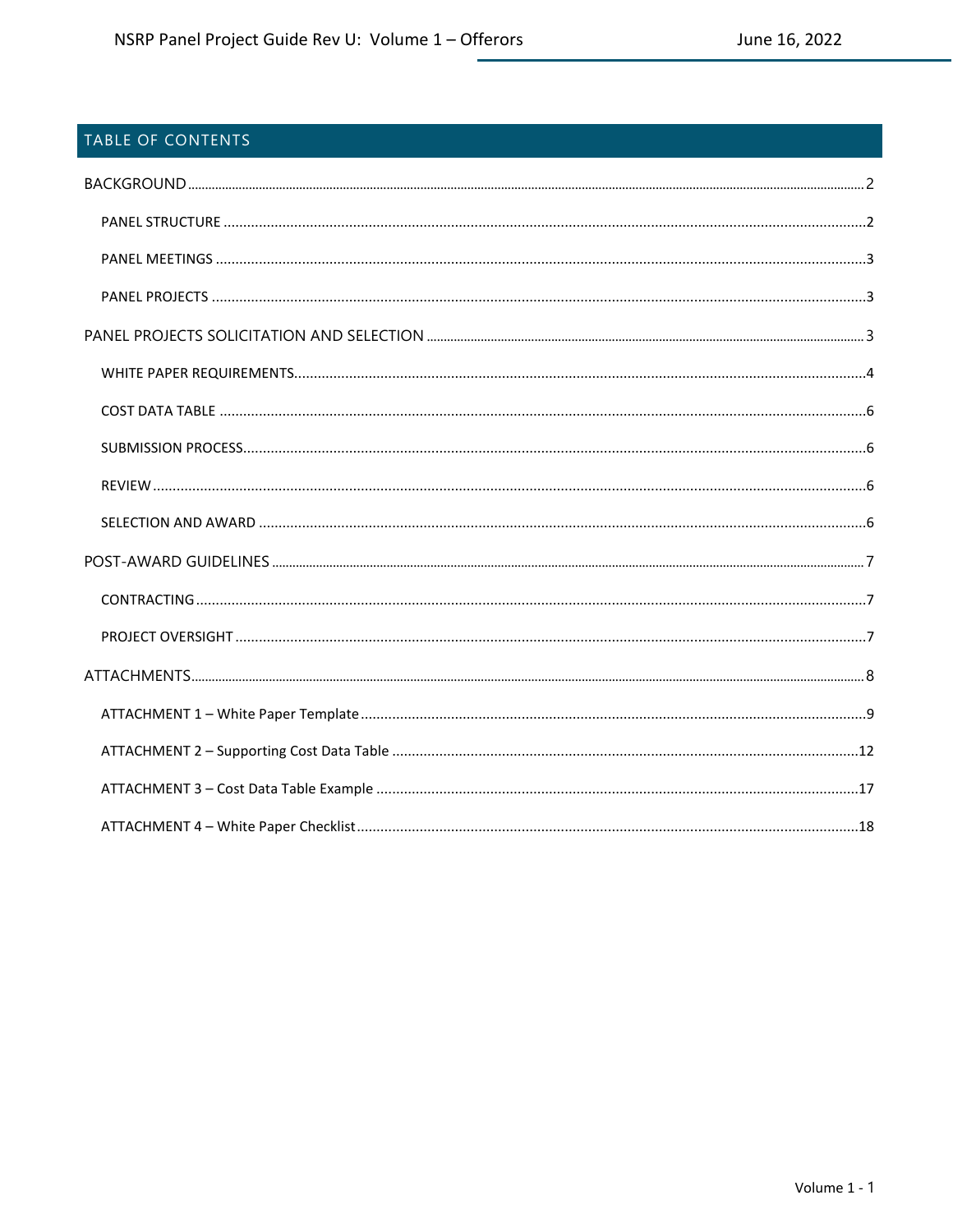## TABLE OF CONTENTS

BACKGROUND ..... 2

- PANEL STRUCTURE ..... 2
- PANEL MEETINGS ..... 3
- PANEL PROJECTS ..... 3

PANEL PROJECTS SOLICITATION AND SELECTION ..... 3

- WHITE PAPER REQUIREMENTS ..... 4
- COST DATA TABLE ..... 6
- SUBMISSION PROCESS ..... 6
- REVIEW ..... 6
- SELECTION AND AWARD ..... 6

POST-AWARD GUIDELINES ..... 7

- CONTRACTING ..... 7
- PROJECT OVERSIGHT ..... 7

ATTACHMENTS ..... 8

- ATTACHMENT 1 – White Paper Template ..... 9
- ATTACHMENT 2 – Supporting Cost Data Table ..... 12
- ATTACHMENT 3 – Cost Data Table Example ..... 17
- ATTACHMENT 4 – White Paper Checklist ..... 18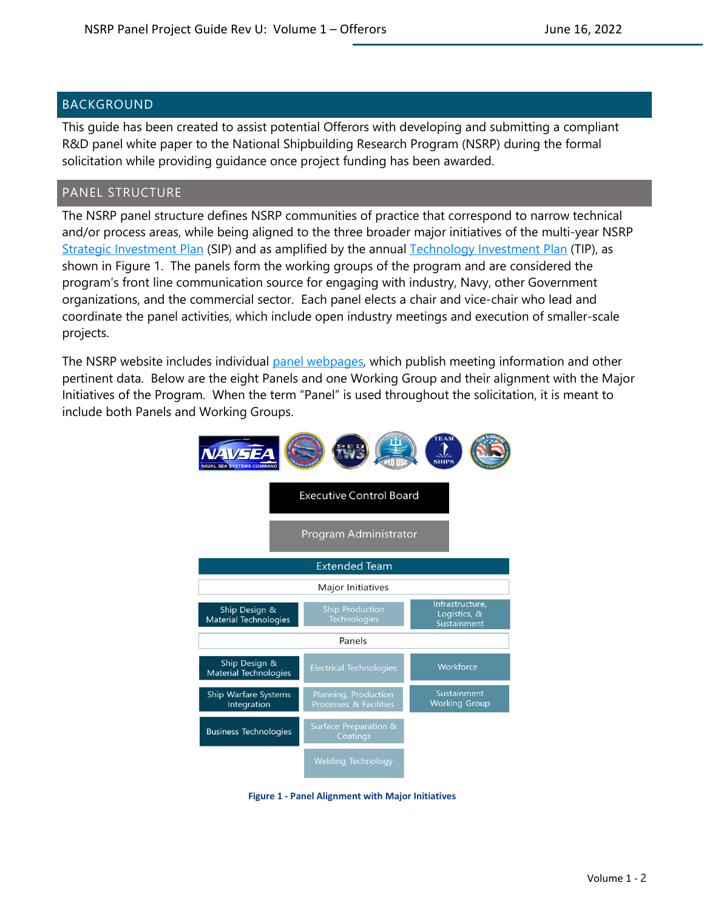## BACKGROUND

This guide has been created to assist potential Offerors with developing and submitting a compliant R&D panel white paper to the National Shipbuilding Research Program (NSRP) during the formal solicitation while providing guidance once project funding has been awarded.

## PANEL STRUCTURE

The NSRP panel structure defines NSRP communities of practice that correspond to narrow technical and/or process areas, while being aligned to the three broader major initiatives of the multi-year NSRP Strategic Investment Plan (SIP) and as amplified by the annual Technology Investment Plan (TIP), as shown in Figure 1. The panels form the working groups of the program and are considered the program's front line communication source for engaging with industry, Navy, other Government organizations, and the commercial sector. Each panel elects a chair and vice-chair who lead and coordinate the panel activities, which include open industry meetings and execution of smaller-scale projects.

The NSRP website includes individual panel webpages, which publish meeting information and other pertinent data. Below are the eight Panels and one Working Group and their alignment with the Major Initiatives of the Program. When the term "Panel" is used throughout the solicitation, it is meant to include both Panels and Working Groups.

Executive Control Board

Program Administrator

Extended Team

| Major Initiatives | | |
|---|---|---|
| Ship Design & Material Technologies | Ship Production Technologies | Infrastructure, Logistics, & Sustainment |
| **Panels** | | |
| Ship Design & Material Technologies | Electrical Technologies | Workforce |
| Ship Warfare Systems Integration | Planning, Production Processes & Facilities | Sustainment Working Group |
| Business Technologies | Surface Preparation & Coatings | |
| | Welding Technology | |

**Figure 1 - Panel Alignment with Major Initiatives**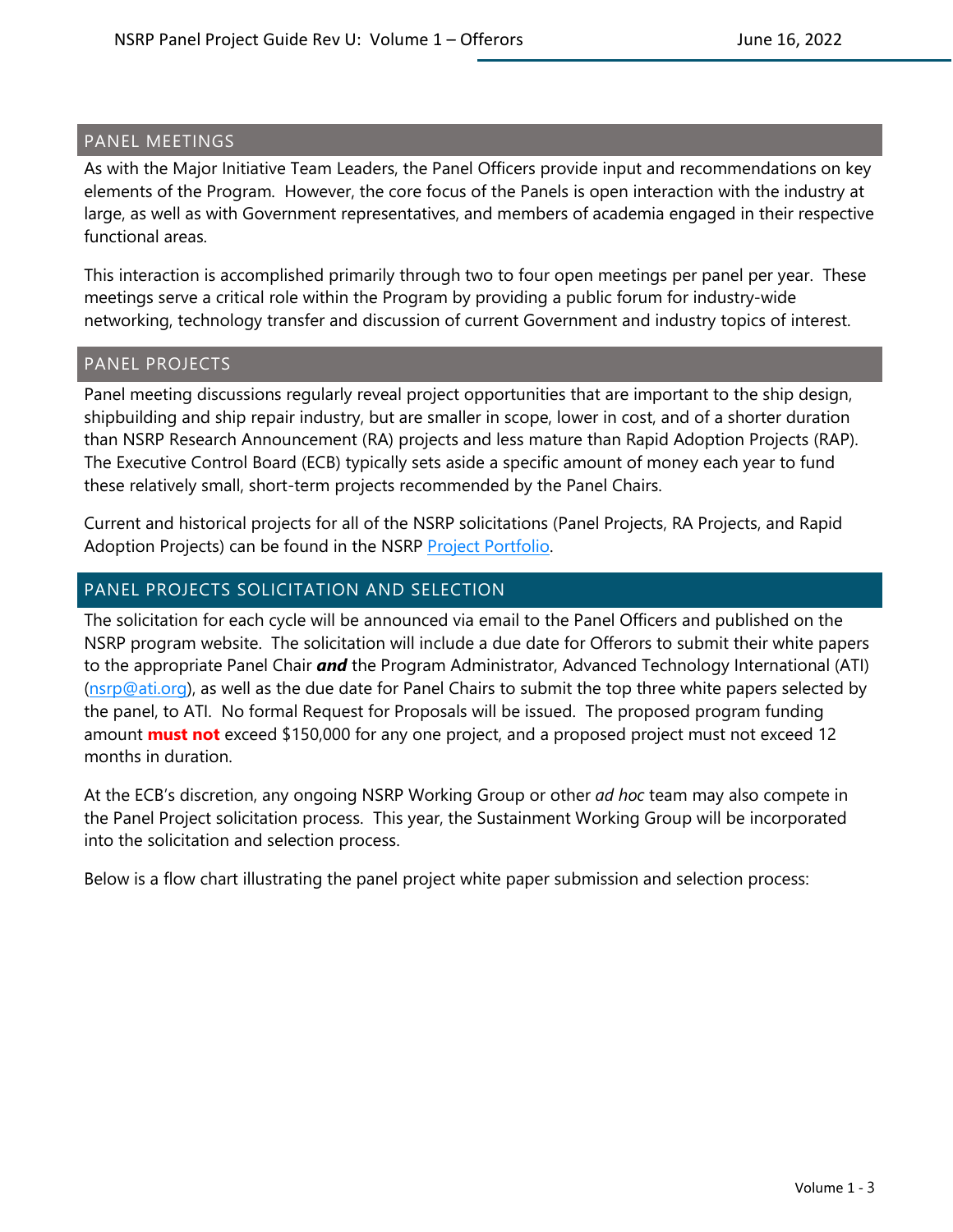## PANEL MEETINGS

As with the Major Initiative Team Leaders, the Panel Officers provide input and recommendations on key elements of the Program. However, the core focus of the Panels is open interaction with the industry at large, as well as with Government representatives, and members of academia engaged in their respective functional areas.

This interaction is accomplished primarily through two to four open meetings per panel per year. These meetings serve a critical role within the Program by providing a public forum for industry-wide networking, technology transfer and discussion of current Government and industry topics of interest.

## PANEL PROJECTS

Panel meeting discussions regularly reveal project opportunities that are important to the ship design, shipbuilding and ship repair industry, but are smaller in scope, lower in cost, and of a shorter duration than NSRP Research Announcement (RA) projects and less mature than Rapid Adoption Projects (RAP). The Executive Control Board (ECB) typically sets aside a specific amount of money each year to fund these relatively small, short-term projects recommended by the Panel Chairs.

Current and historical projects for all of the NSRP solicitations (Panel Projects, RA Projects, and Rapid Adoption Projects) can be found in the NSRP Project Portfolio.

## PANEL PROJECTS SOLICITATION AND SELECTION

The solicitation for each cycle will be announced via email to the Panel Officers and published on the NSRP program website. The solicitation will include a due date for Offerors to submit their white papers to the appropriate Panel Chair ***and*** the Program Administrator, Advanced Technology International (ATI) (nsrp@ati.org), as well as the due date for Panel Chairs to submit the top three white papers selected by the panel, to ATI. No formal Request for Proposals will be issued. The proposed program funding amount **must not** exceed $150,000 for any one project, and a proposed project must not exceed 12 months in duration.

At the ECB's discretion, any ongoing NSRP Working Group or other *ad hoc* team may also compete in the Panel Project solicitation process. This year, the Sustainment Working Group will be incorporated into the solicitation and selection process.

Below is a flow chart illustrating the panel project white paper submission and selection process: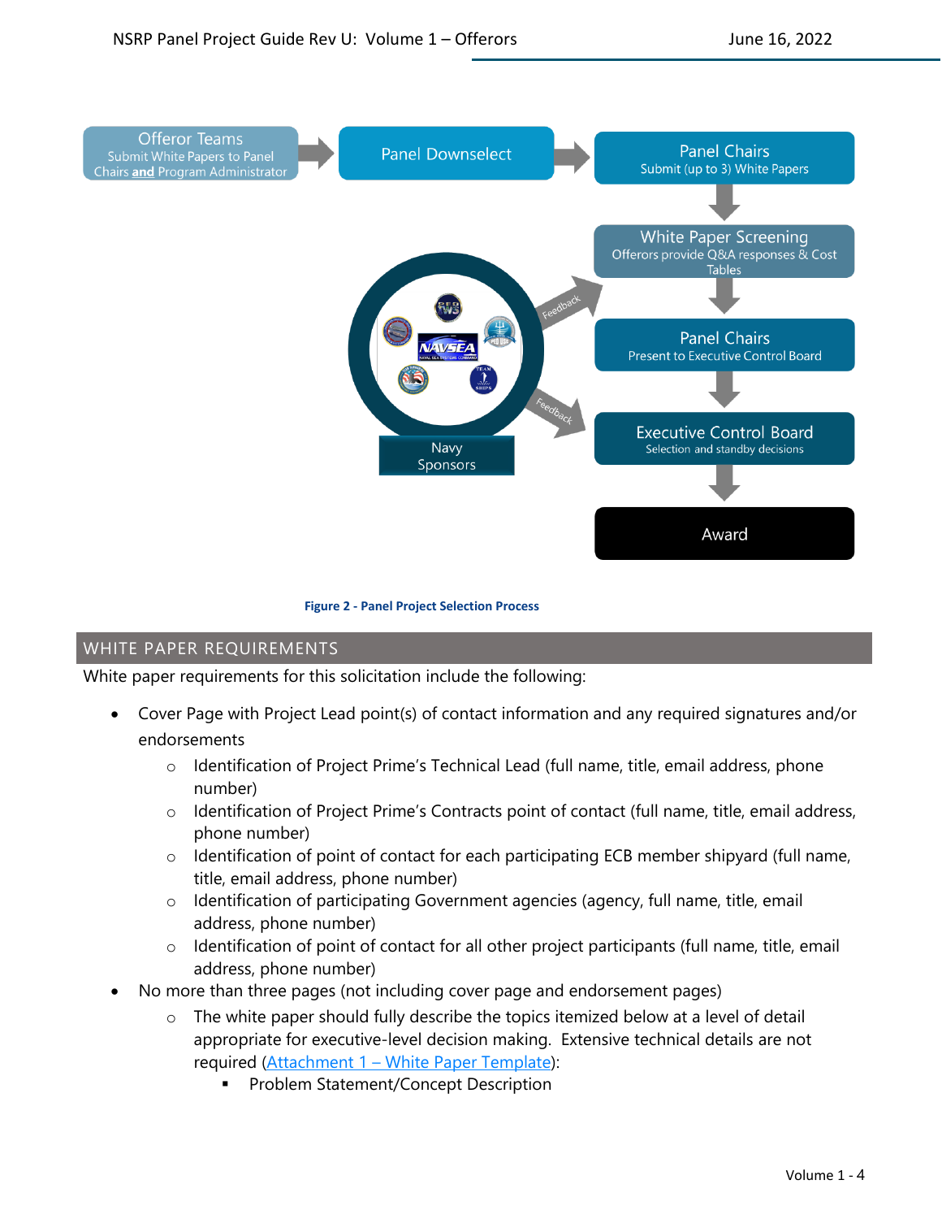Offeror Teams
Submit White Papers to Panel Chairs **and** Program Administrator

Panel Downselect

Panel Chairs
Submit (up to 3) White Papers

White Paper Screening
Offerors provide Q&A responses & Cost Tables

Panel Chairs
Present to Executive Control Board

Executive Control Board
Selection and standby decisions

Award

Navy Sponsors

Feedback

Feedback

**Figure 2 - Panel Project Selection Process**

## WHITE PAPER REQUIREMENTS

White paper requirements for this solicitation include the following:

- Cover Page with Project Lead point(s) of contact information and any required signatures and/or endorsements
  - Identification of Project Prime's Technical Lead (full name, title, email address, phone number)
  - Identification of Project Prime's Contracts point of contact (full name, title, email address, phone number)
  - Identification of point of contact for each participating ECB member shipyard (full name, title, email address, phone number)
  - Identification of participating Government agencies (agency, full name, title, email address, phone number)
  - Identification of point of contact for all other project participants (full name, title, email address, phone number)
- No more than three pages (not including cover page and endorsement pages)
  - The white paper should fully describe the topics itemized below at a level of detail appropriate for executive-level decision making. Extensive technical details are not required (Attachment 1 – White Paper Template):
    - Problem Statement/Concept Description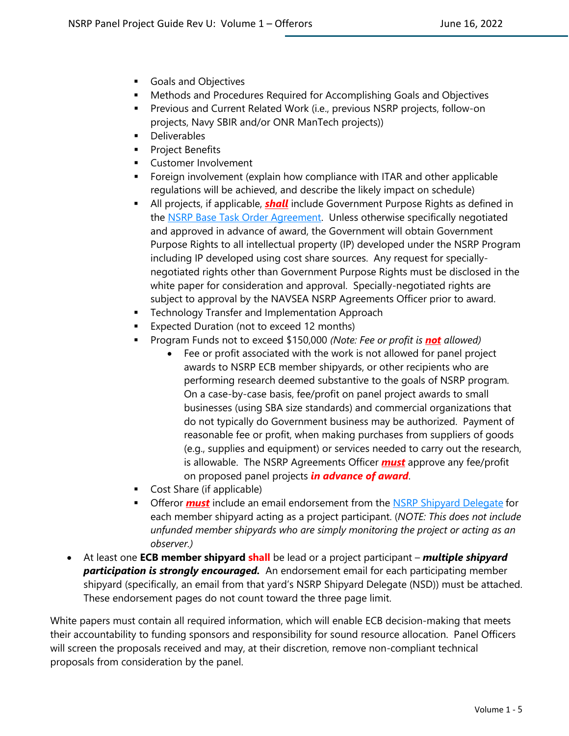- Goals and Objectives
   - Methods and Procedures Required for Accomplishing Goals and Objectives
   - Previous and Current Related Work (i.e., previous NSRP projects, follow-on projects, Navy SBIR and/or ONR ManTech projects))
   - Deliverables
   - Project Benefits
   - Customer Involvement
   - Foreign involvement (explain how compliance with ITAR and other applicable regulations will be achieved, and describe the likely impact on schedule)
   - All projects, if applicable, ***shall*** include Government Purpose Rights as defined in the NSRP Base Task Order Agreement. Unless otherwise specifically negotiated and approved in advance of award, the Government will obtain Government Purpose Rights to all intellectual property (IP) developed under the NSRP Program including IP developed using cost share sources. Any request for specially-negotiated rights other than Government Purpose Rights must be disclosed in the white paper for consideration and approval. Specially-negotiated rights are subject to approval by the NAVSEA NSRP Agreements Officer prior to award.
   - Technology Transfer and Implementation Approach
   - Expected Duration (not to exceed 12 months)
   - Program Funds not to exceed $150,000 *(Note: Fee or profit is **not** allowed)*
     - Fee or profit associated with the work is not allowed for panel project awards to NSRP ECB member shipyards, or other recipients who are performing research deemed substantive to the goals of NSRP program. On a case-by-case basis, fee/profit on panel project awards to small businesses (using SBA size standards) and commercial organizations that do not typically do Government business may be authorized. Payment of reasonable fee or profit, when making purchases from suppliers of goods (e.g., supplies and equipment) or services needed to carry out the research, is allowable. The NSRP Agreements Officer ***must*** approve any fee/profit on proposed panel projects ***in advance of award***.
   - Cost Share (if applicable)
   - Offeror ***must*** include an email endorsement from the NSRP Shipyard Delegate for each member shipyard acting as a project participant. (*NOTE: This does not include unfunded member shipyards who are simply monitoring the project or acting as an observer.)*
- At least one **ECB member shipyard** **shall** be lead or a project participant – ***multiple shipyard participation is strongly encouraged.*** An endorsement email for each participating member shipyard (specifically, an email from that yard's NSRP Shipyard Delegate (NSD)) must be attached. These endorsement pages do not count toward the three page limit.

White papers must contain all required information, which will enable ECB decision-making that meets their accountability to funding sponsors and responsibility for sound resource allocation. Panel Officers will screen the proposals received and may, at their discretion, remove non-compliant technical proposals from consideration by the panel.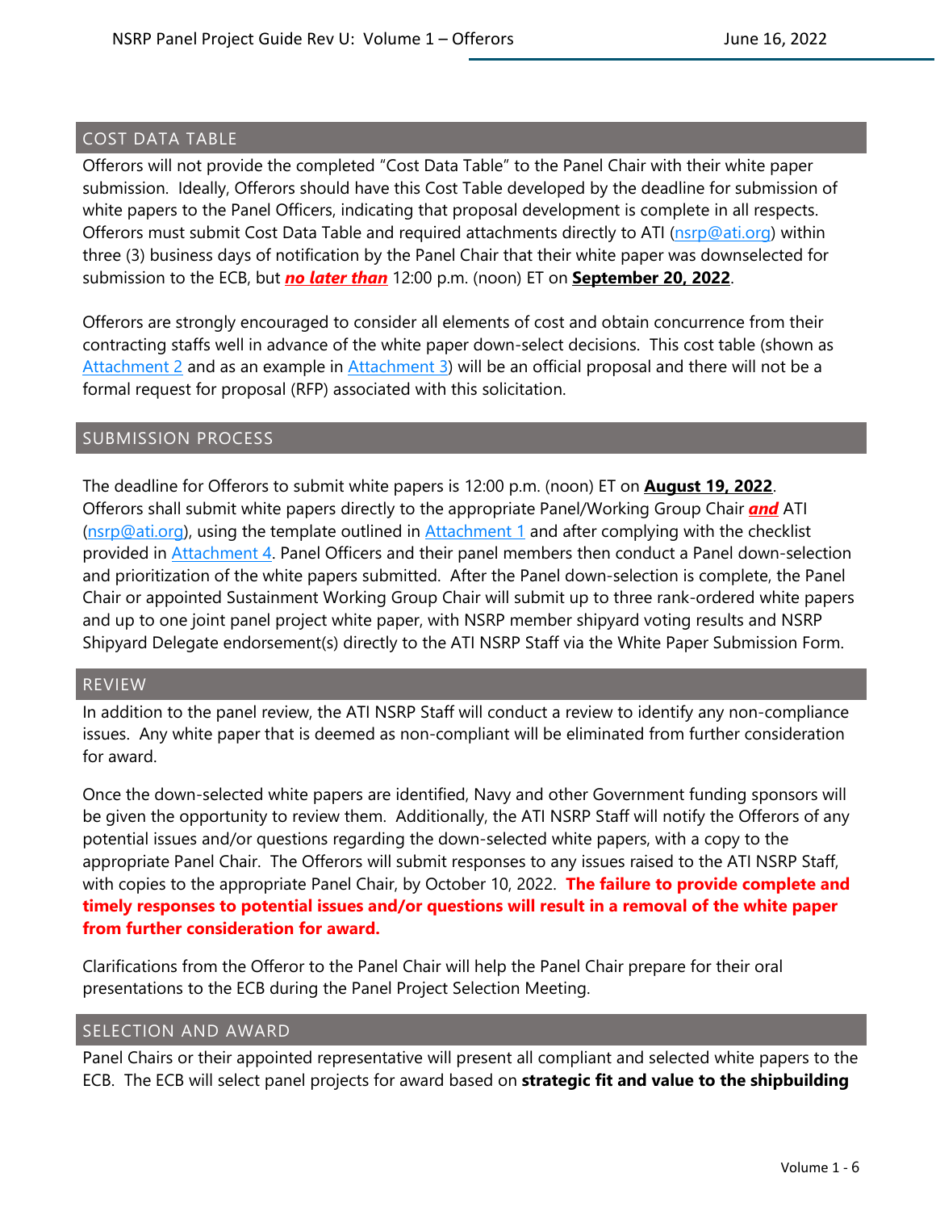## COST DATA TABLE

Offerors will not provide the completed "Cost Data Table" to the Panel Chair with their white paper submission. Ideally, Offerors should have this Cost Table developed by the deadline for submission of white papers to the Panel Officers, indicating that proposal development is complete in all respects. Offerors must submit Cost Data Table and required attachments directly to ATI (nsrp@ati.org) within three (3) business days of notification by the Panel Chair that their white paper was downselected for submission to the ECB, but ***no later than*** 12:00 p.m. (noon) ET on **September 20, 2022**.

Offerors are strongly encouraged to consider all elements of cost and obtain concurrence from their contracting staffs well in advance of the white paper down-select decisions. This cost table (shown as Attachment 2 and as an example in Attachment 3) will be an official proposal and there will not be a formal request for proposal (RFP) associated with this solicitation.

## SUBMISSION PROCESS

The deadline for Offerors to submit white papers is 12:00 p.m. (noon) ET on **August 19, 2022**. Offerors shall submit white papers directly to the appropriate Panel/Working Group Chair ***and*** ATI (nsrp@ati.org), using the template outlined in Attachment 1 and after complying with the checklist provided in Attachment 4. Panel Officers and their panel members then conduct a Panel down-selection and prioritization of the white papers submitted. After the Panel down-selection is complete, the Panel Chair or appointed Sustainment Working Group Chair will submit up to three rank-ordered white papers and up to one joint panel project white paper, with NSRP member shipyard voting results and NSRP Shipyard Delegate endorsement(s) directly to the ATI NSRP Staff via the White Paper Submission Form.

## REVIEW

In addition to the panel review, the ATI NSRP Staff will conduct a review to identify any non-compliance issues. Any white paper that is deemed as non-compliant will be eliminated from further consideration for award.

Once the down-selected white papers are identified, Navy and other Government funding sponsors will be given the opportunity to review them. Additionally, the ATI NSRP Staff will notify the Offerors of any potential issues and/or questions regarding the down-selected white papers, with a copy to the appropriate Panel Chair. The Offerors will submit responses to any issues raised to the ATI NSRP Staff, with copies to the appropriate Panel Chair, by October 10, 2022. **The failure to provide complete and timely responses to potential issues and/or questions will result in a removal of the white paper from further consideration for award.**

Clarifications from the Offeror to the Panel Chair will help the Panel Chair prepare for their oral presentations to the ECB during the Panel Project Selection Meeting.

## SELECTION AND AWARD

Panel Chairs or their appointed representative will present all compliant and selected white papers to the ECB. The ECB will select panel projects for award based on **strategic fit and value to the shipbuilding**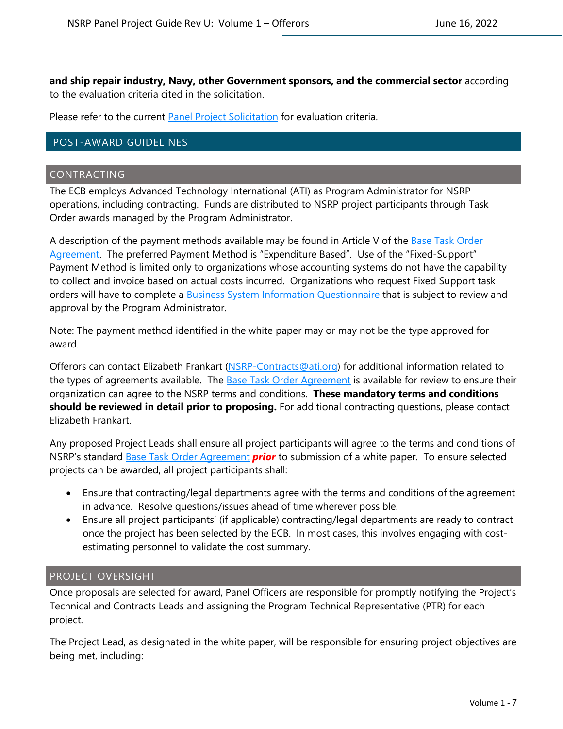**and ship repair industry, Navy, other Government sponsors, and the commercial sector** according to the evaluation criteria cited in the solicitation.

Please refer to the current Panel Project Solicitation for evaluation criteria.

## POST-AWARD GUIDELINES

### CONTRACTING

The ECB employs Advanced Technology International (ATI) as Program Administrator for NSRP operations, including contracting. Funds are distributed to NSRP project participants through Task Order awards managed by the Program Administrator.

A description of the payment methods available may be found in Article V of the Base Task Order Agreement. The preferred Payment Method is "Expenditure Based". Use of the "Fixed-Support" Payment Method is limited only to organizations whose accounting systems do not have the capability to collect and invoice based on actual costs incurred. Organizations who request Fixed Support task orders will have to complete a Business System Information Questionnaire that is subject to review and approval by the Program Administrator.

Note: The payment method identified in the white paper may or may not be the type approved for award.

Offerors can contact Elizabeth Frankart (NSRP-Contracts@ati.org) for additional information related to the types of agreements available. The Base Task Order Agreement is available for review to ensure their organization can agree to the NSRP terms and conditions. **These mandatory terms and conditions should be reviewed in detail prior to proposing.** For additional contracting questions, please contact Elizabeth Frankart.

Any proposed Project Leads shall ensure all project participants will agree to the terms and conditions of NSRP's standard Base Task Order Agreement ***prior*** to submission of a white paper. To ensure selected projects can be awarded, all project participants shall:

- Ensure that contracting/legal departments agree with the terms and conditions of the agreement in advance. Resolve questions/issues ahead of time wherever possible.
- Ensure all project participants' (if applicable) contracting/legal departments are ready to contract once the project has been selected by the ECB. In most cases, this involves engaging with cost-estimating personnel to validate the cost summary.

### PROJECT OVERSIGHT

Once proposals are selected for award, Panel Officers are responsible for promptly notifying the Project's Technical and Contracts Leads and assigning the Program Technical Representative (PTR) for each project.

The Project Lead, as designated in the white paper, will be responsible for ensuring project objectives are being met, including: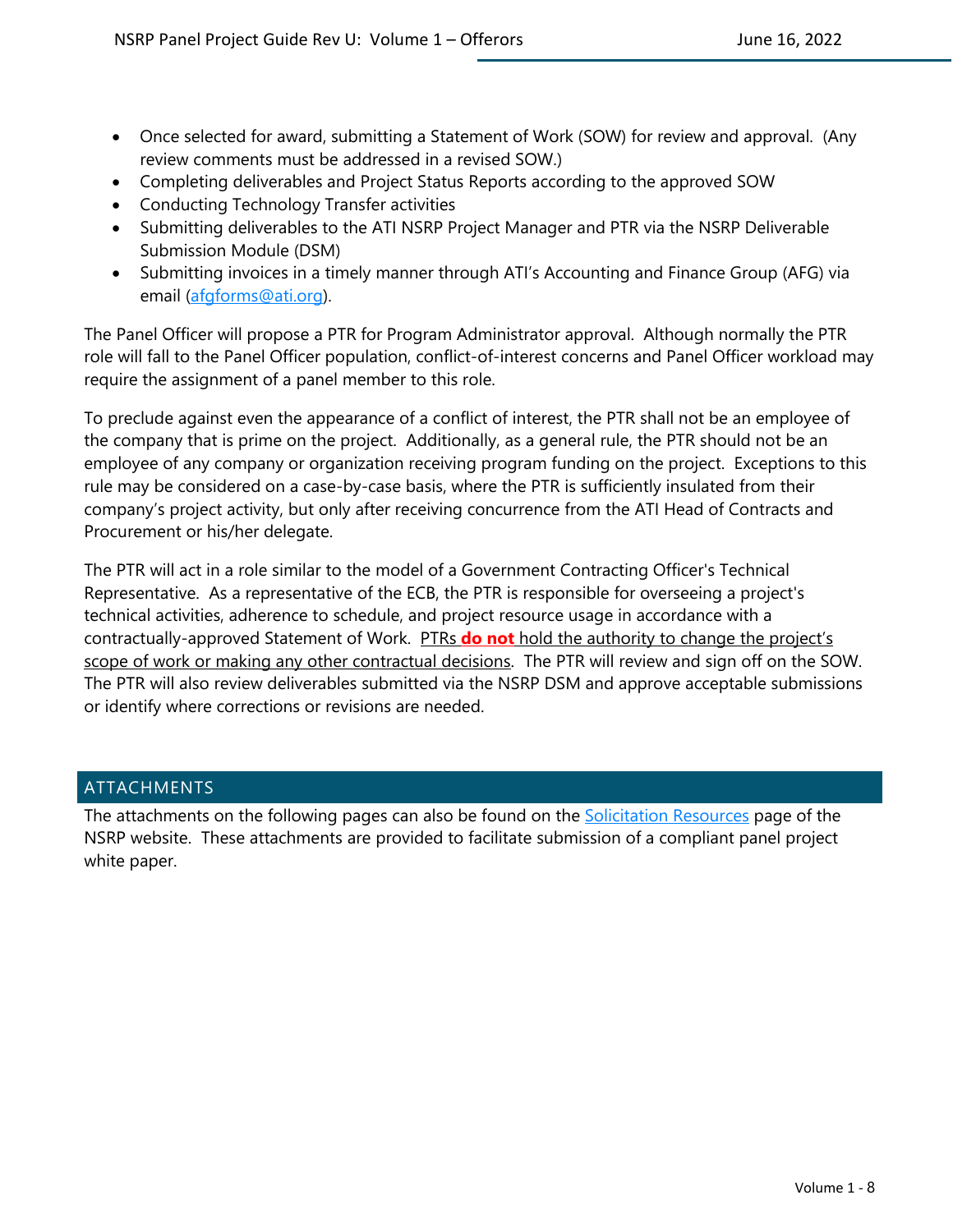- Once selected for award, submitting a Statement of Work (SOW) for review and approval. (Any review comments must be addressed in a revised SOW.)
- Completing deliverables and Project Status Reports according to the approved SOW
- Conducting Technology Transfer activities
- Submitting deliverables to the ATI NSRP Project Manager and PTR via the NSRP Deliverable Submission Module (DSM)
- Submitting invoices in a timely manner through ATI's Accounting and Finance Group (AFG) via email (afgforms@ati.org).

The Panel Officer will propose a PTR for Program Administrator approval. Although normally the PTR role will fall to the Panel Officer population, conflict-of-interest concerns and Panel Officer workload may require the assignment of a panel member to this role.

To preclude against even the appearance of a conflict of interest, the PTR shall not be an employee of the company that is prime on the project. Additionally, as a general rule, the PTR should not be an employee of any company or organization receiving program funding on the project. Exceptions to this rule may be considered on a case-by-case basis, where the PTR is sufficiently insulated from their company's project activity, but only after receiving concurrence from the ATI Head of Contracts and Procurement or his/her delegate.

The PTR will act in a role similar to the model of a Government Contracting Officer's Technical Representative. As a representative of the ECB, the PTR is responsible for overseeing a project's technical activities, adherence to schedule, and project resource usage in accordance with a contractually-approved Statement of Work. PTRs **do not** hold the authority to change the project's scope of work or making any other contractual decisions. The PTR will review and sign off on the SOW. The PTR will also review deliverables submitted via the NSRP DSM and approve acceptable submissions or identify where corrections or revisions are needed.

## ATTACHMENTS

The attachments on the following pages can also be found on the Solicitation Resources page of the NSRP website. These attachments are provided to facilitate submission of a compliant panel project white paper.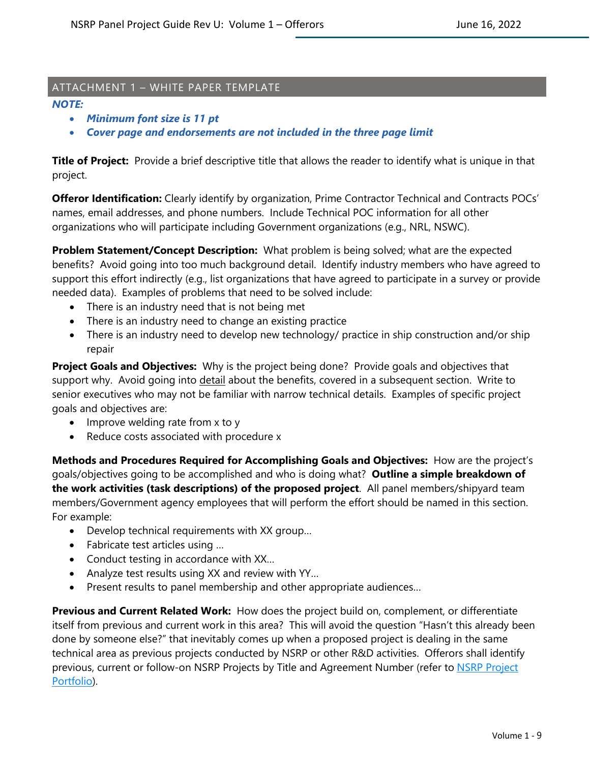## ATTACHMENT 1 – WHITE PAPER TEMPLATE

***NOTE:***

- ***Minimum font size is 11 pt***
- ***Cover page and endorsements are not included in the three page limit***

**Title of Project:** Provide a brief descriptive title that allows the reader to identify what is unique in that project.

**Offeror Identification:** Clearly identify by organization, Prime Contractor Technical and Contracts POCs' names, email addresses, and phone numbers. Include Technical POC information for all other organizations who will participate including Government organizations (e.g., NRL, NSWC).

**Problem Statement/Concept Description:** What problem is being solved; what are the expected benefits? Avoid going into too much background detail. Identify industry members who have agreed to support this effort indirectly (e.g., list organizations that have agreed to participate in a survey or provide needed data). Examples of problems that need to be solved include:

- There is an industry need that is not being met
- There is an industry need to change an existing practice
- There is an industry need to develop new technology/ practice in ship construction and/or ship repair

**Project Goals and Objectives:** Why is the project being done? Provide goals and objectives that support why. Avoid going into detail about the benefits, covered in a subsequent section. Write to senior executives who may not be familiar with narrow technical details. Examples of specific project goals and objectives are:

- Improve welding rate from x to y
- Reduce costs associated with procedure x

**Methods and Procedures Required for Accomplishing Goals and Objectives:** How are the project's goals/objectives going to be accomplished and who is doing what? **Outline a simple breakdown of the work activities (task descriptions) of the proposed project**. All panel members/shipyard team members/Government agency employees that will perform the effort should be named in this section. For example:

- Develop technical requirements with XX group…
- Fabricate test articles using …
- Conduct testing in accordance with XX…
- Analyze test results using XX and review with YY…
- Present results to panel membership and other appropriate audiences…

**Previous and Current Related Work:** How does the project build on, complement, or differentiate itself from previous and current work in this area? This will avoid the question "Hasn't this already been done by someone else?" that inevitably comes up when a proposed project is dealing in the same technical area as previous projects conducted by NSRP or other R&D activities. Offerors shall identify previous, current or follow-on NSRP Projects by Title and Agreement Number (refer to NSRP Project Portfolio).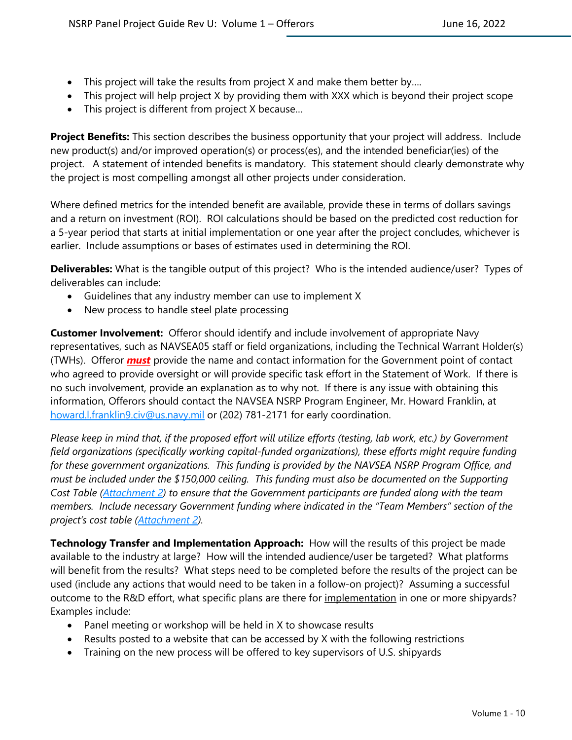- This project will take the results from project X and make them better by….
- This project will help project X by providing them with XXX which is beyond their project scope
- This project is different from project X because…

**Project Benefits:** This section describes the business opportunity that your project will address. Include new product(s) and/or improved operation(s) or process(es), and the intended beneficiar(ies) of the project. A statement of intended benefits is mandatory. This statement should clearly demonstrate why the project is most compelling amongst all other projects under consideration.

Where defined metrics for the intended benefit are available, provide these in terms of dollars savings and a return on investment (ROI). ROI calculations should be based on the predicted cost reduction for a 5-year period that starts at initial implementation or one year after the project concludes, whichever is earlier. Include assumptions or bases of estimates used in determining the ROI.

**Deliverables:** What is the tangible output of this project? Who is the intended audience/user? Types of deliverables can include:

- Guidelines that any industry member can use to implement X
- New process to handle steel plate processing

**Customer Involvement:** Offeror should identify and include involvement of appropriate Navy representatives, such as NAVSEA05 staff or field organizations, including the Technical Warrant Holder(s) (TWHs). Offeror ***must*** provide the name and contact information for the Government point of contact who agreed to provide oversight or will provide specific task effort in the Statement of Work. If there is no such involvement, provide an explanation as to why not. If there is any issue with obtaining this information, Offerors should contact the NAVSEA NSRP Program Engineer, Mr. Howard Franklin, at howard.l.franklin9.civ@us.navy.mil or (202) 781-2171 for early coordination.

*Please keep in mind that, if the proposed effort will utilize efforts (testing, lab work, etc.) by Government field organizations (specifically working capital-funded organizations), these efforts might require funding for these government organizations. This funding is provided by the NAVSEA NSRP Program Office, and must be included under the $150,000 ceiling. This funding must also be documented on the Supporting Cost Table (Attachment 2) to ensure that the Government participants are funded along with the team members. Include necessary Government funding where indicated in the "Team Members" section of the project's cost table (Attachment 2).*

**Technology Transfer and Implementation Approach:** How will the results of this project be made available to the industry at large? How will the intended audience/user be targeted? What platforms will benefit from the results? What steps need to be completed before the results of the project can be used (include any actions that would need to be taken in a follow-on project)? Assuming a successful outcome to the R&D effort, what specific plans are there for implementation in one or more shipyards? Examples include:

- Panel meeting or workshop will be held in X to showcase results
- Results posted to a website that can be accessed by X with the following restrictions
- Training on the new process will be offered to key supervisors of U.S. shipyards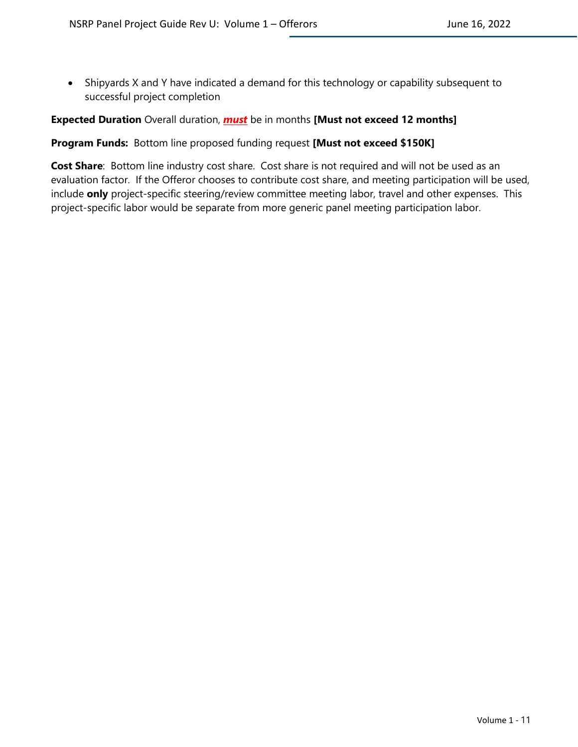- Shipyards X and Y have indicated a demand for this technology or capability subsequent to successful project completion

**Expected Duration** Overall duration, ***must*** be in months **[Must not exceed 12 months]**

**Program Funds:** Bottom line proposed funding request **[Must not exceed $150K]**

**Cost Share**: Bottom line industry cost share. Cost share is not required and will not be used as an evaluation factor. If the Offeror chooses to contribute cost share, and meeting participation will be used, include **only** project-specific steering/review committee meeting labor, travel and other expenses. This project-specific labor would be separate from more generic panel meeting participation labor.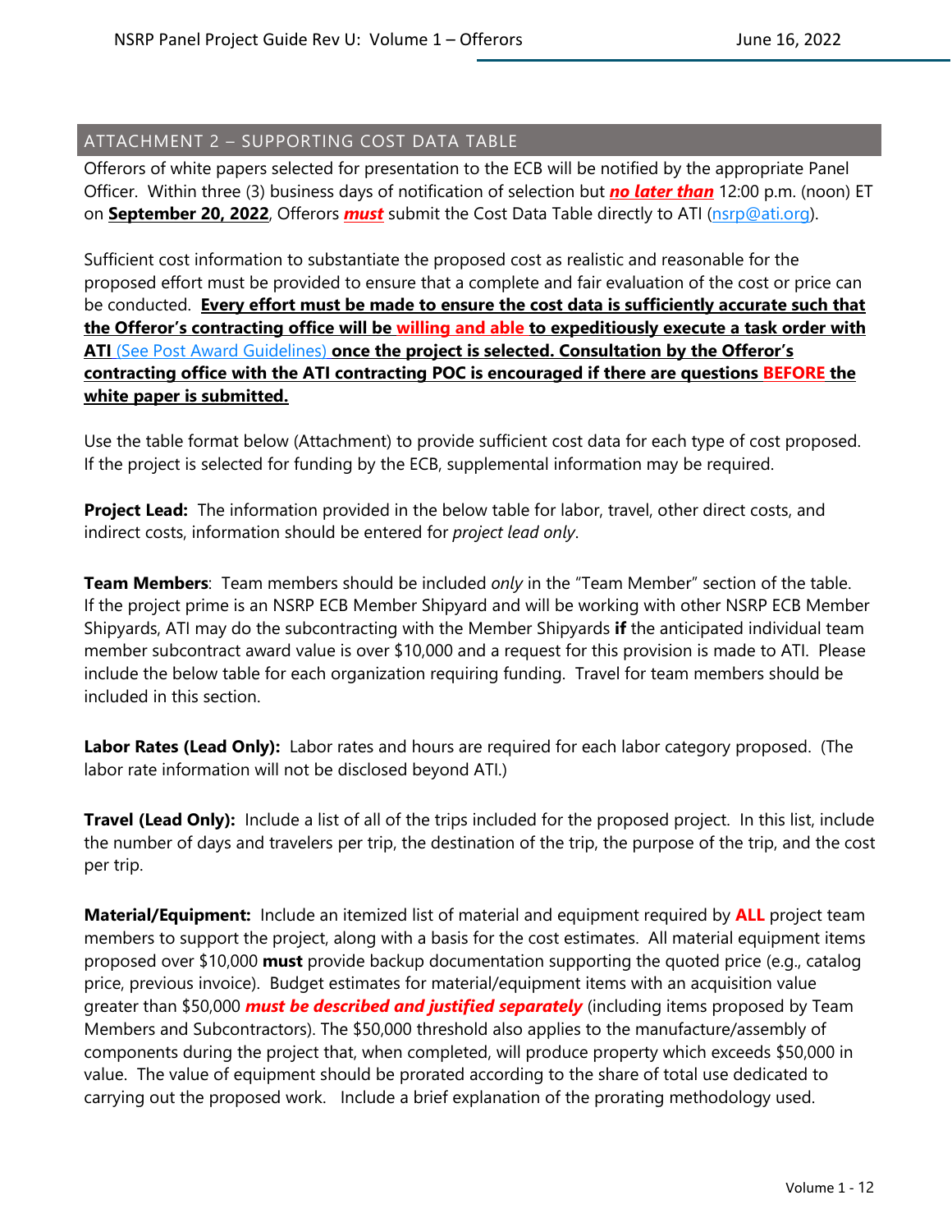## ATTACHMENT 2 – SUPPORTING COST DATA TABLE

Offerors of white papers selected for presentation to the ECB will be notified by the appropriate Panel Officer. Within three (3) business days of notification of selection but ***no later than*** 12:00 p.m. (noon) ET on **September 20, 2022**, Offerors ***must*** submit the Cost Data Table directly to ATI (nsrp@ati.org).

Sufficient cost information to substantiate the proposed cost as realistic and reasonable for the proposed effort must be provided to ensure that a complete and fair evaluation of the cost or price can be conducted. **Every effort must be made to ensure the cost data is sufficiently accurate such that the Offeror's contracting office will be willing and able to expeditiously execute a task order with ATI (See Post Award Guidelines) once the project is selected. Consultation by the Offeror's contracting office with the ATI contracting POC is encouraged if there are questions BEFORE the white paper is submitted.**

Use the table format below (Attachment) to provide sufficient cost data for each type of cost proposed. If the project is selected for funding by the ECB, supplemental information may be required.

**Project Lead:** The information provided in the below table for labor, travel, other direct costs, and indirect costs, information should be entered for *project lead only*.

**Team Members**: Team members should be included *only* in the "Team Member" section of the table. If the project prime is an NSRP ECB Member Shipyard and will be working with other NSRP ECB Member Shipyards, ATI may do the subcontracting with the Member Shipyards **if** the anticipated individual team member subcontract award value is over $10,000 and a request for this provision is made to ATI. Please include the below table for each organization requiring funding. Travel for team members should be included in this section.

**Labor Rates (Lead Only):** Labor rates and hours are required for each labor category proposed. (The labor rate information will not be disclosed beyond ATI.)

**Travel (Lead Only):** Include a list of all of the trips included for the proposed project. In this list, include the number of days and travelers per trip, the destination of the trip, the purpose of the trip, and the cost per trip.

**Material/Equipment:** Include an itemized list of material and equipment required by **ALL** project team members to support the project, along with a basis for the cost estimates. All material equipment items proposed over $10,000 **must** provide backup documentation supporting the quoted price (e.g., catalog price, previous invoice). Budget estimates for material/equipment items with an acquisition value greater than $50,000 ***must be described and justified separately*** (including items proposed by Team Members and Subcontractors). The $50,000 threshold also applies to the manufacture/assembly of components during the project that, when completed, will produce property which exceeds $50,000 in value. The value of equipment should be prorated according to the share of total use dedicated to carrying out the proposed work. Include a brief explanation of the prorating methodology used.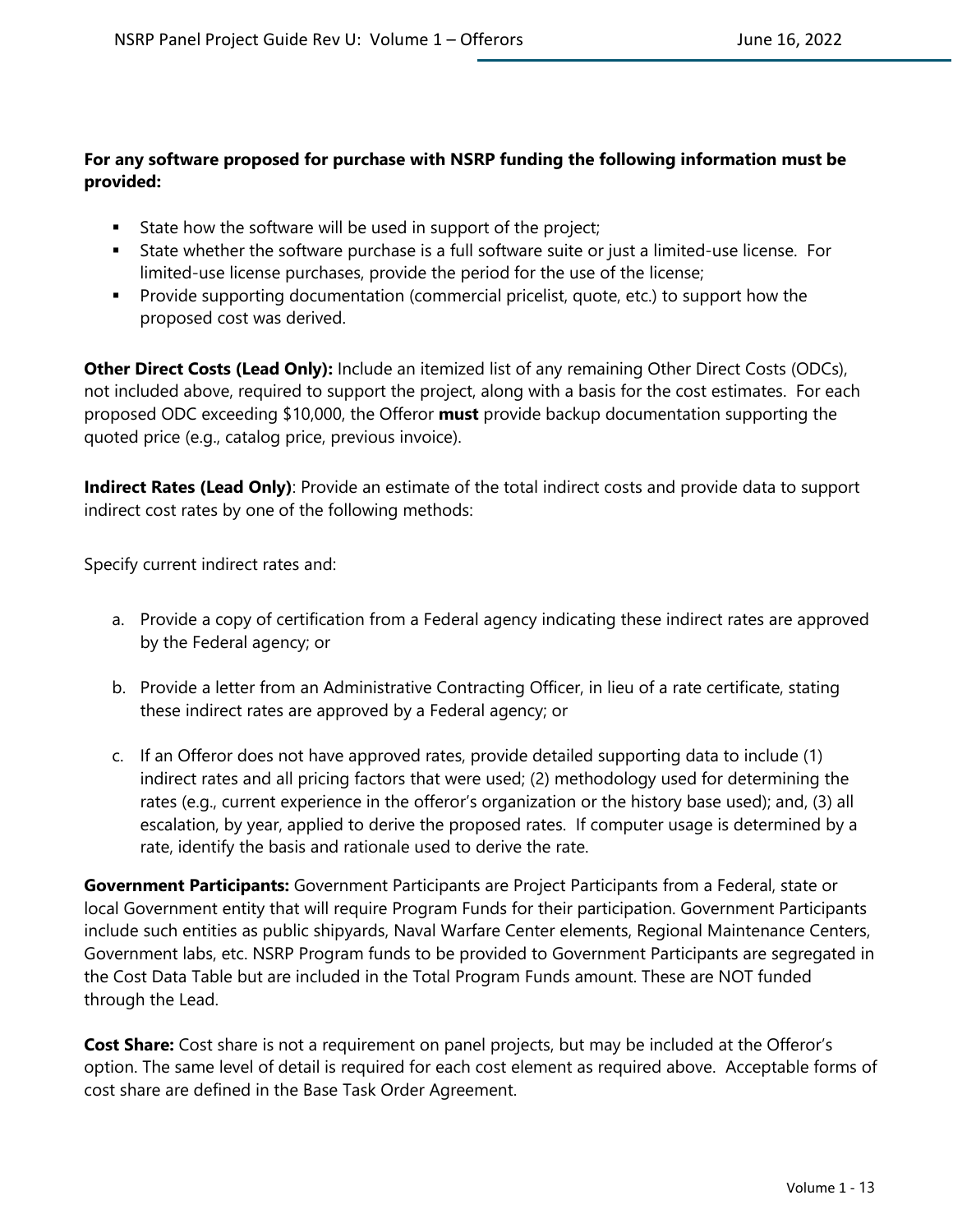**For any software proposed for purchase with NSRP funding the following information must be provided:**

- State how the software will be used in support of the project;
- State whether the software purchase is a full software suite or just a limited-use license. For limited-use license purchases, provide the period for the use of the license;
- Provide supporting documentation (commercial pricelist, quote, etc.) to support how the proposed cost was derived.

**Other Direct Costs (Lead Only):** Include an itemized list of any remaining Other Direct Costs (ODCs), not included above, required to support the project, along with a basis for the cost estimates. For each proposed ODC exceeding $10,000, the Offeror **must** provide backup documentation supporting the quoted price (e.g., catalog price, previous invoice).

**Indirect Rates (Lead Only)**: Provide an estimate of the total indirect costs and provide data to support indirect cost rates by one of the following methods:

Specify current indirect rates and:

a. Provide a copy of certification from a Federal agency indicating these indirect rates are approved by the Federal agency; or

b. Provide a letter from an Administrative Contracting Officer, in lieu of a rate certificate, stating these indirect rates are approved by a Federal agency; or

c. If an Offeror does not have approved rates, provide detailed supporting data to include (1) indirect rates and all pricing factors that were used; (2) methodology used for determining the rates (e.g., current experience in the offeror's organization or the history base used); and, (3) all escalation, by year, applied to derive the proposed rates. If computer usage is determined by a rate, identify the basis and rationale used to derive the rate.

**Government Participants:** Government Participants are Project Participants from a Federal, state or local Government entity that will require Program Funds for their participation. Government Participants include such entities as public shipyards, Naval Warfare Center elements, Regional Maintenance Centers, Government labs, etc. NSRP Program funds to be provided to Government Participants are segregated in the Cost Data Table but are included in the Total Program Funds amount. These are NOT funded through the Lead.

**Cost Share:** Cost share is not a requirement on panel projects, but may be included at the Offeror's option. The same level of detail is required for each cost element as required above. Acceptable forms of cost share are defined in the Base Task Order Agreement.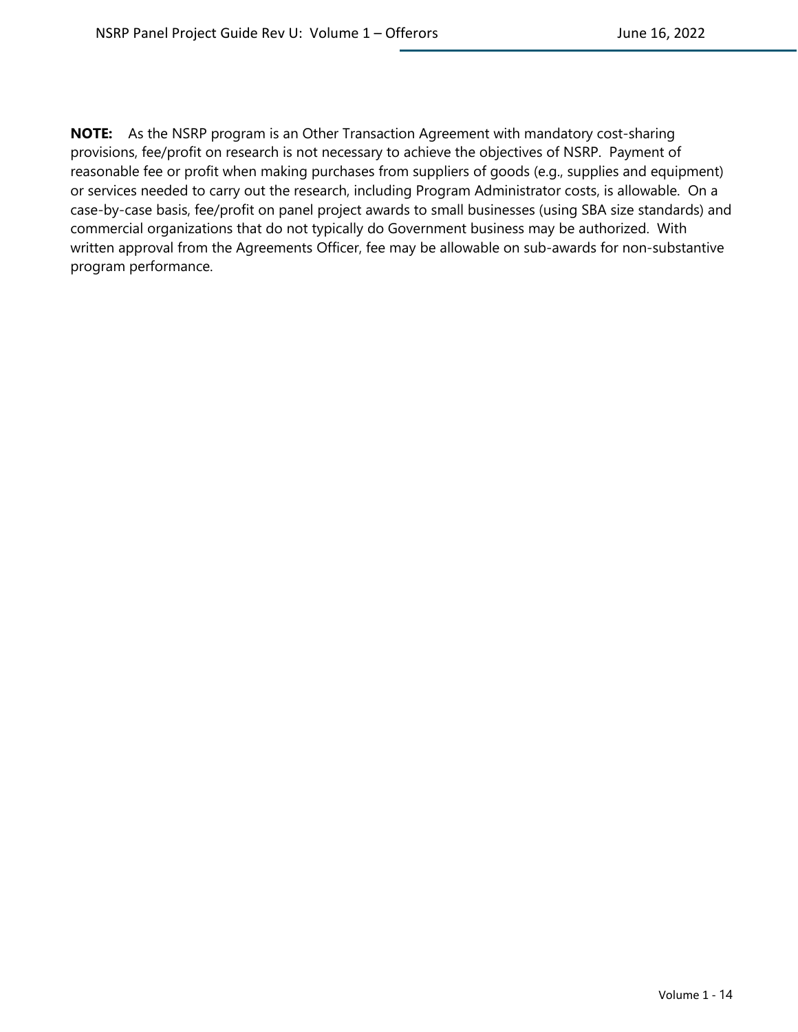**NOTE:** As the NSRP program is an Other Transaction Agreement with mandatory cost-sharing provisions, fee/profit on research is not necessary to achieve the objectives of NSRP. Payment of reasonable fee or profit when making purchases from suppliers of goods (e.g., supplies and equipment) or services needed to carry out the research, including Program Administrator costs, is allowable. On a case-by-case basis, fee/profit on panel project awards to small businesses (using SBA size standards) and commercial organizations that do not typically do Government business may be authorized. With written approval from the Agreements Officer, fee may be allowable on sub-awards for non-substantive program performance.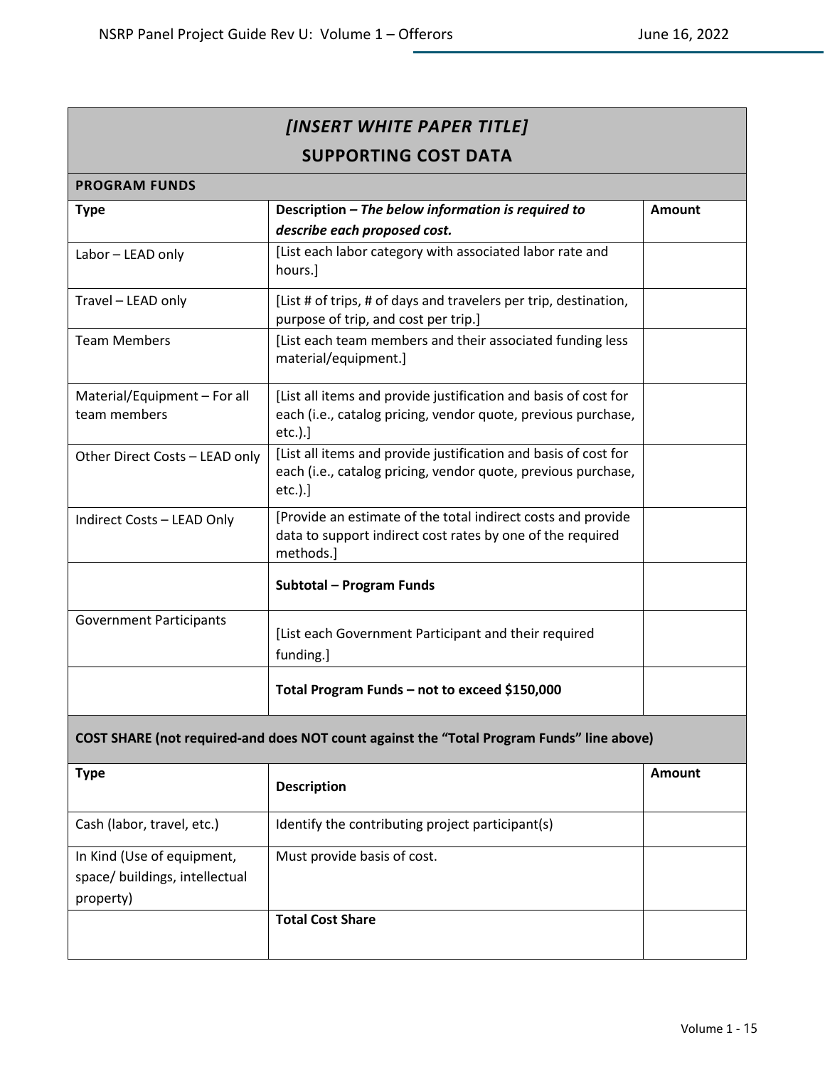| *[INSERT WHITE PAPER TITLE]* **SUPPORTING COST DATA** | | |
|---|---|---|
| **PROGRAM FUNDS** | | |
| **Type** | **Description –** ***The below information is required to describe each proposed cost.*** | **Amount** |
| Labor – LEAD only | [List each labor category with associated labor rate and hours.] | |
| Travel – LEAD only | [List # of trips, # of days and travelers per trip, destination, purpose of trip, and cost per trip.] | |
| Team Members | [List each team members and their associated funding less material/equipment.] | |
| Material/Equipment – For all team members | [List all items and provide justification and basis of cost for each (i.e., catalog pricing, vendor quote, previous purchase, etc.).] | |
| Other Direct Costs – LEAD only | [List all items and provide justification and basis of cost for each (i.e., catalog pricing, vendor quote, previous purchase, etc.).] | |
| Indirect Costs – LEAD Only | [Provide an estimate of the total indirect costs and provide data to support indirect cost rates by one of the required methods.] | |
| | **Subtotal – Program Funds** | |
| Government Participants | [List each Government Participant and their required funding.] | |
| | **Total Program Funds – not to exceed $150,000** | |
| **COST SHARE (not required-and does NOT count against the "Total Program Funds" line above)** | | |
| **Type** | **Description** | **Amount** |
| Cash (labor, travel, etc.) | Identify the contributing project participant(s) | |
| In Kind (Use of equipment, space/ buildings, intellectual property) | Must provide basis of cost. | |
| | **Total Cost Share** | |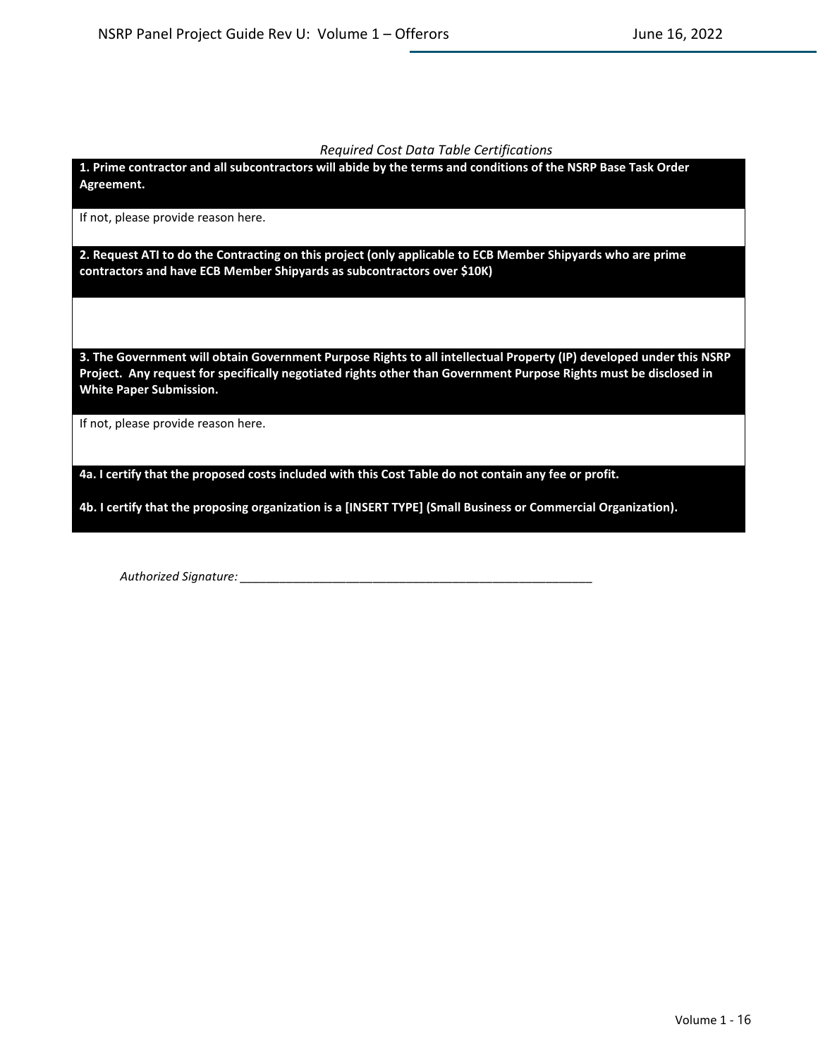*Required Cost Data Table Certifications*

**1. Prime contractor and all subcontractors will abide by the terms and conditions of the NSRP Base Task Order Agreement.**

If not, please provide reason here.

**2. Request ATI to do the Contracting on this project (only applicable to ECB Member Shipyards who are prime contractors and have ECB Member Shipyards as subcontractors over $10K)**

**3. The Government will obtain Government Purpose Rights to all intellectual Property (IP) developed under this NSRP Project. Any request for specifically negotiated rights other than Government Purpose Rights must be disclosed in White Paper Submission.**

If not, please provide reason here.

**4a. I certify that the proposed costs included with this Cost Table do not contain any fee or profit.**

**4b. I certify that the proposing organization is a [INSERT TYPE] (Small Business or Commercial Organization).**

*Authorized Signature:* ___________________________________________________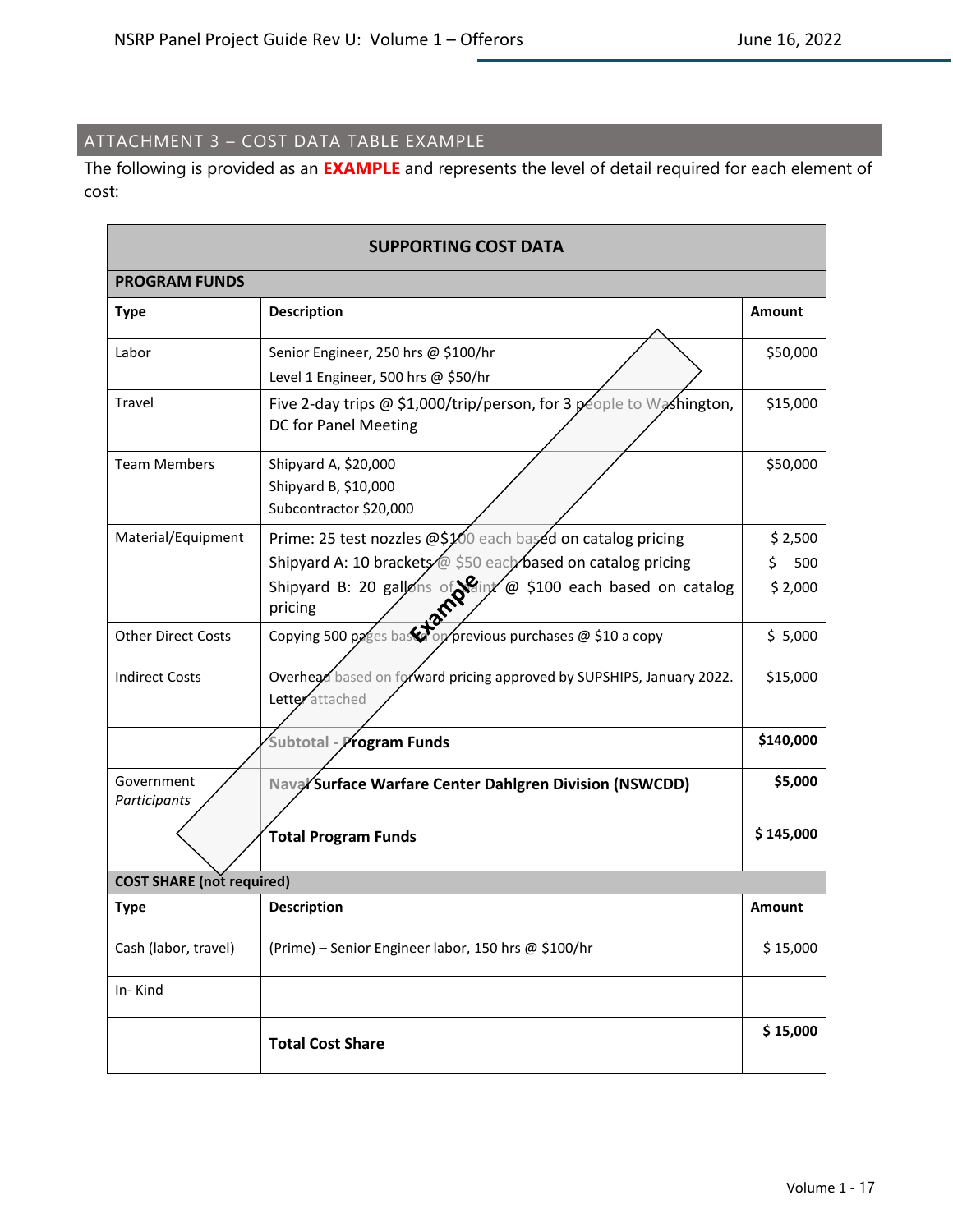## ATTACHMENT 3 – COST DATA TABLE EXAMPLE

The following is provided as an **EXAMPLE** and represents the level of detail required for each element of cost:

| **SUPPORTING COST DATA** | | |
|---|---|---|
| **PROGRAM FUNDS** | | |
| **Type** | **Description** | **Amount** |
| Labor | Senior Engineer, 250 hrs @ $100/hr<br>Level 1 Engineer, 500 hrs @ $50/hr | $50,000 |
| Travel | Five 2-day trips @ $1,000/trip/person, for 3 people to Washington, DC for Panel Meeting | $15,000 |
| Team Members | Shipyard A, $20,000<br>Shipyard B, $10,000<br>Subcontractor $20,000 | $50,000 |
| Material/Equipment | Prime: 25 test nozzles @$100 each based on catalog pricing<br>Shipyard A: 10 brackets @ $50 each based on catalog pricing<br>Shipyard B: 20 gallons of paint @ $100 each based on catalog pricing | $ 2,500<br>$ 500<br>$ 2,000 |
| Other Direct Costs | Copying 500 pages based on previous purchases @ $10 a copy | $ 5,000 |
| Indirect Costs | Overhead based on forward pricing approved by SUPSHIPS, January 2022. Letter attached | $15,000 |
| | **Subtotal - Program Funds** | **$140,000** |
| Government *Participants* | **Naval Surface Warfare Center Dahlgren Division (NSWCDD)** | **$5,000** |
| | **Total Program Funds** | **$ 145,000** |
| **COST SHARE (not required)** | | |
| **Type** | **Description** | **Amount** |
| Cash (labor, travel) | (Prime) – Senior Engineer labor, 150 hrs @ $100/hr | $ 15,000 |
| In- Kind | | |
| | **Total Cost Share** | **$ 15,000** |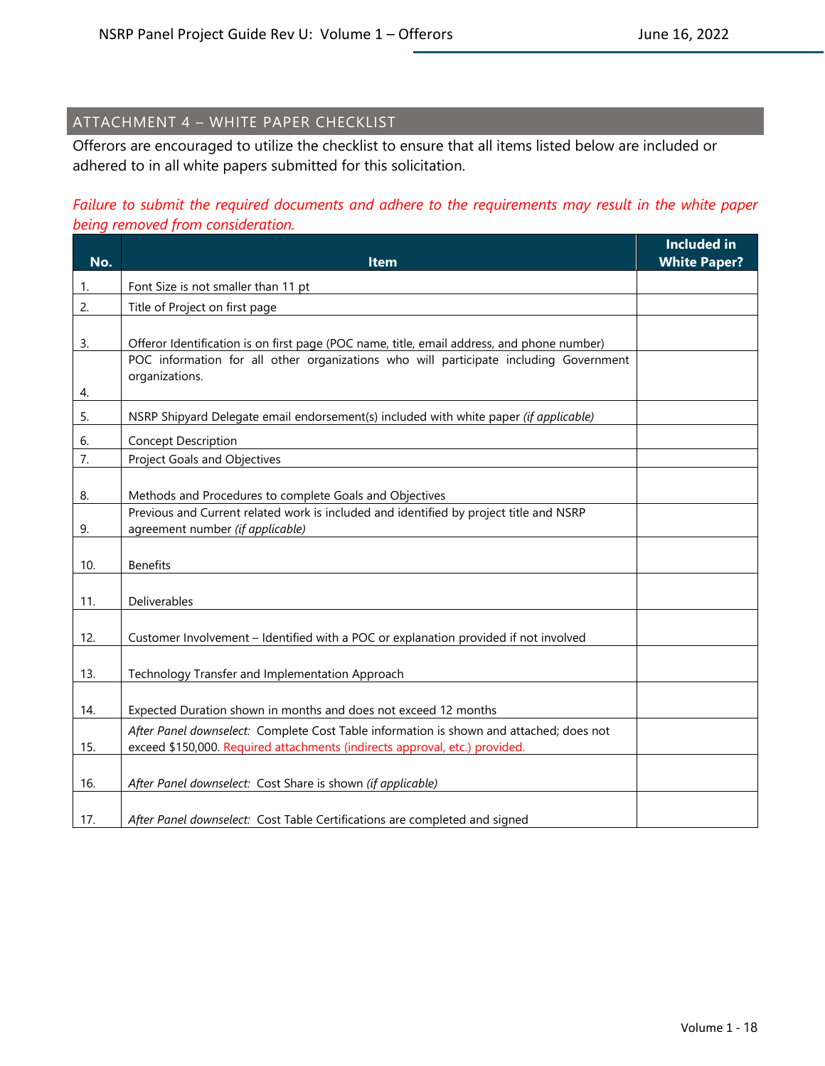## ATTACHMENT 4 – WHITE PAPER CHECKLIST

Offerors are encouraged to utilize the checklist to ensure that all items listed below are included or adhered to in all white papers submitted for this solicitation.

*Failure to submit the required documents and adhere to the requirements may result in the white paper being removed from consideration.*

| No. | Item | Included in White Paper? |
|---|---|---|
| 1. | Font Size is not smaller than 11 pt | |
| 2. | Title of Project on first page | |
| 3. | Offeror Identification is on first page (POC name, title, email address, and phone number) | |
| 4. | POC information for all other organizations who will participate including Government organizations. | |
| 5. | NSRP Shipyard Delegate email endorsement(s) included with white paper *(if applicable)* | |
| 6. | Concept Description | |
| 7. | Project Goals and Objectives | |
| 8. | Methods and Procedures to complete Goals and Objectives | |
| 9. | Previous and Current related work is included and identified by project title and NSRP agreement number *(if applicable)* | |
| 10. | Benefits | |
| 11. | Deliverables | |
| 12. | Customer Involvement – Identified with a POC or explanation provided if not involved | |
| 13. | Technology Transfer and Implementation Approach | |
| 14. | Expected Duration shown in months and does not exceed 12 months | |
| 15. | *After Panel downselect:* Complete Cost Table information is shown and attached; does not exceed $150,000. Required attachments (indirects approval, etc.) provided. | |
| 16. | *After Panel downselect:* Cost Share is shown *(if applicable)* | |
| 17. | *After Panel downselect:* Cost Table Certifications are completed and signed | |